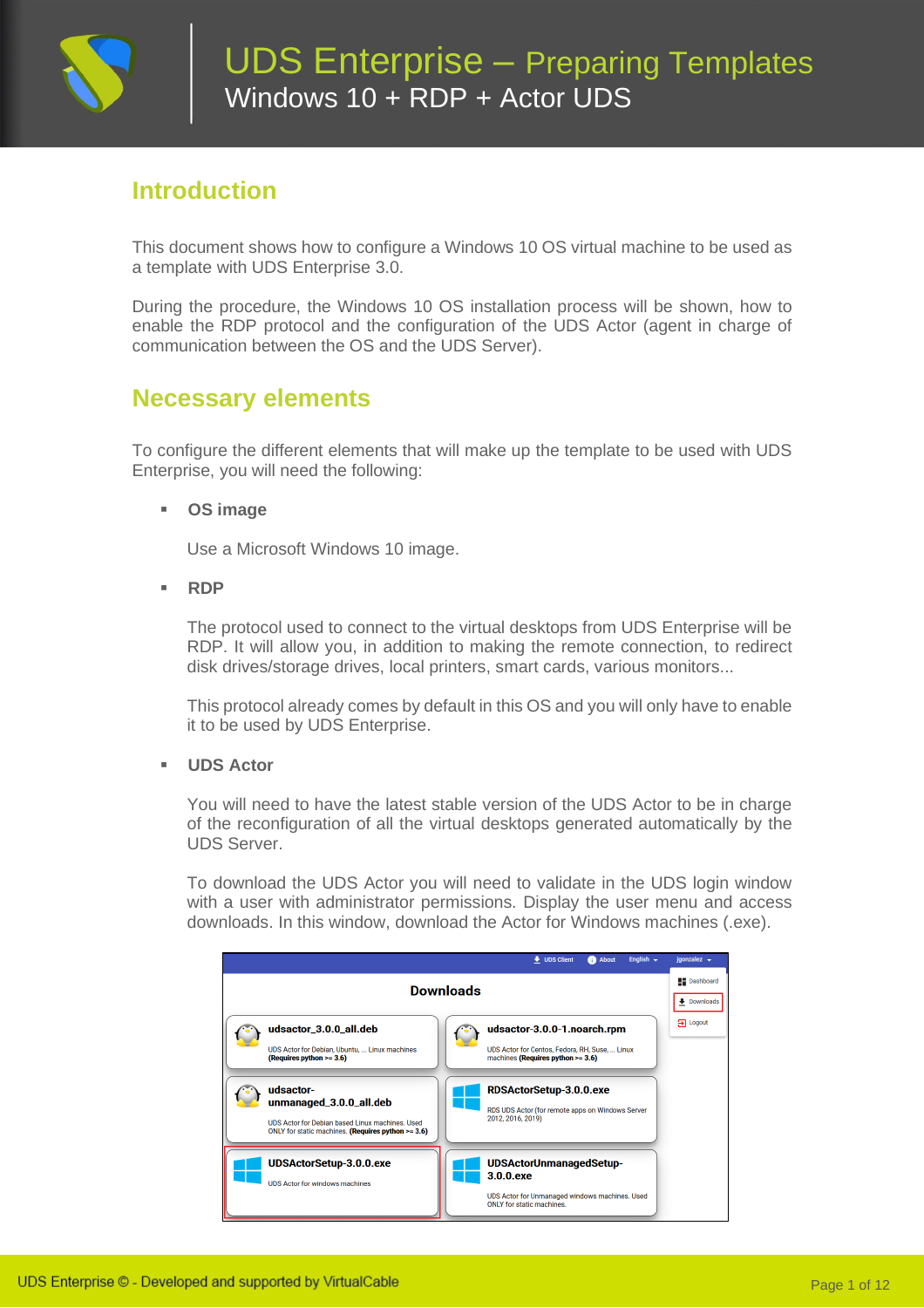# UDS Enterprise – Preparing Templates
## Windows 10 + RDP + Actor UDS

## Introduction

This document shows how to configure a Windows 10 OS virtual machine to be used as a template with UDS Enterprise 3.0.

During the procedure, the Windows 10 OS installation process will be shown, how to enable the RDP protocol and the configuration of the UDS Actor (agent in charge of communication between the OS and the UDS Server).

## Necessary elements

To configure the different elements that will make up the template to be used with UDS Enterprise, you will need the following:

- **OS image**

  Use a Microsoft Windows 10 image.

- **RDP**

  The protocol used to connect to the virtual desktops from UDS Enterprise will be RDP. It will allow you, in addition to making the remote connection, to redirect disk drives/storage drives, local printers, smart cards, various monitors...

  This protocol already comes by default in this OS and you will only have to enable it to be used by UDS Enterprise.

- **UDS Actor**

  You will need to have the latest stable version of the UDS Actor to be in charge of the reconfiguration of all the virtual desktops generated automatically by the UDS Server.

  To download the UDS Actor you will need to validate in the UDS login window with a user with administrator permissions. Display the user menu and access downloads. In this window, download the Actor for Windows machines (.exe).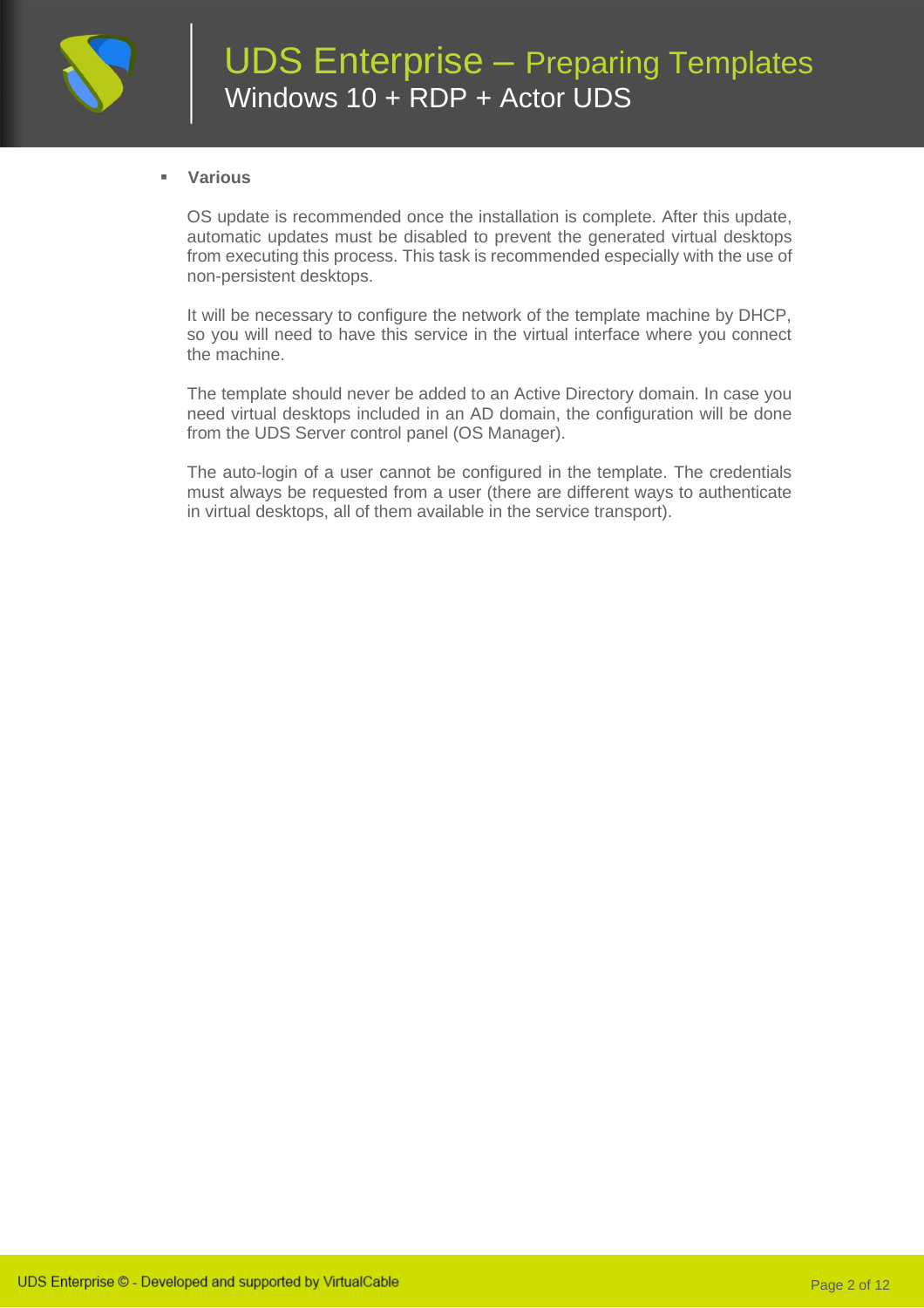- **Various**

  OS update is recommended once the installation is complete. After this update, automatic updates must be disabled to prevent the generated virtual desktops from executing this process. This task is recommended especially with the use of non-persistent desktops.

  It will be necessary to configure the network of the template machine by DHCP, so you will need to have this service in the virtual interface where you connect the machine.

  The template should never be added to an Active Directory domain. In case you need virtual desktops included in an AD domain, the configuration will be done from the UDS Server control panel (OS Manager).

  The auto-login of a user cannot be configured in the template. The credentials must always be requested from a user (there are different ways to authenticate in virtual desktops, all of them available in the service transport).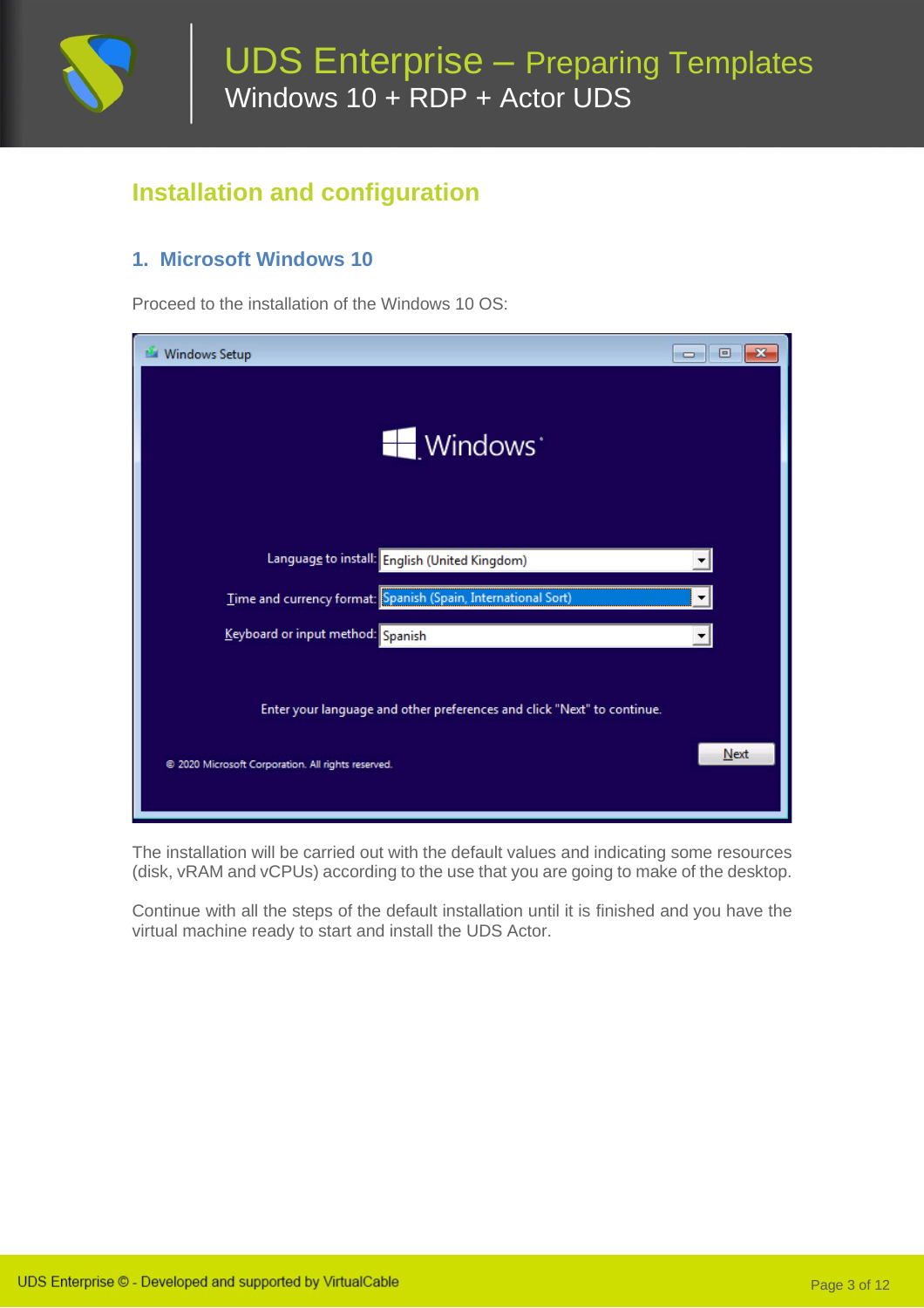## Installation and configuration

### 1. Microsoft Windows 10

Proceed to the installation of the Windows 10 OS:

The installation will be carried out with the default values and indicating some resources (disk, vRAM and vCPUs) according to the use that you are going to make of the desktop.

Continue with all the steps of the default installation until it is finished and you have the virtual machine ready to start and install the UDS Actor.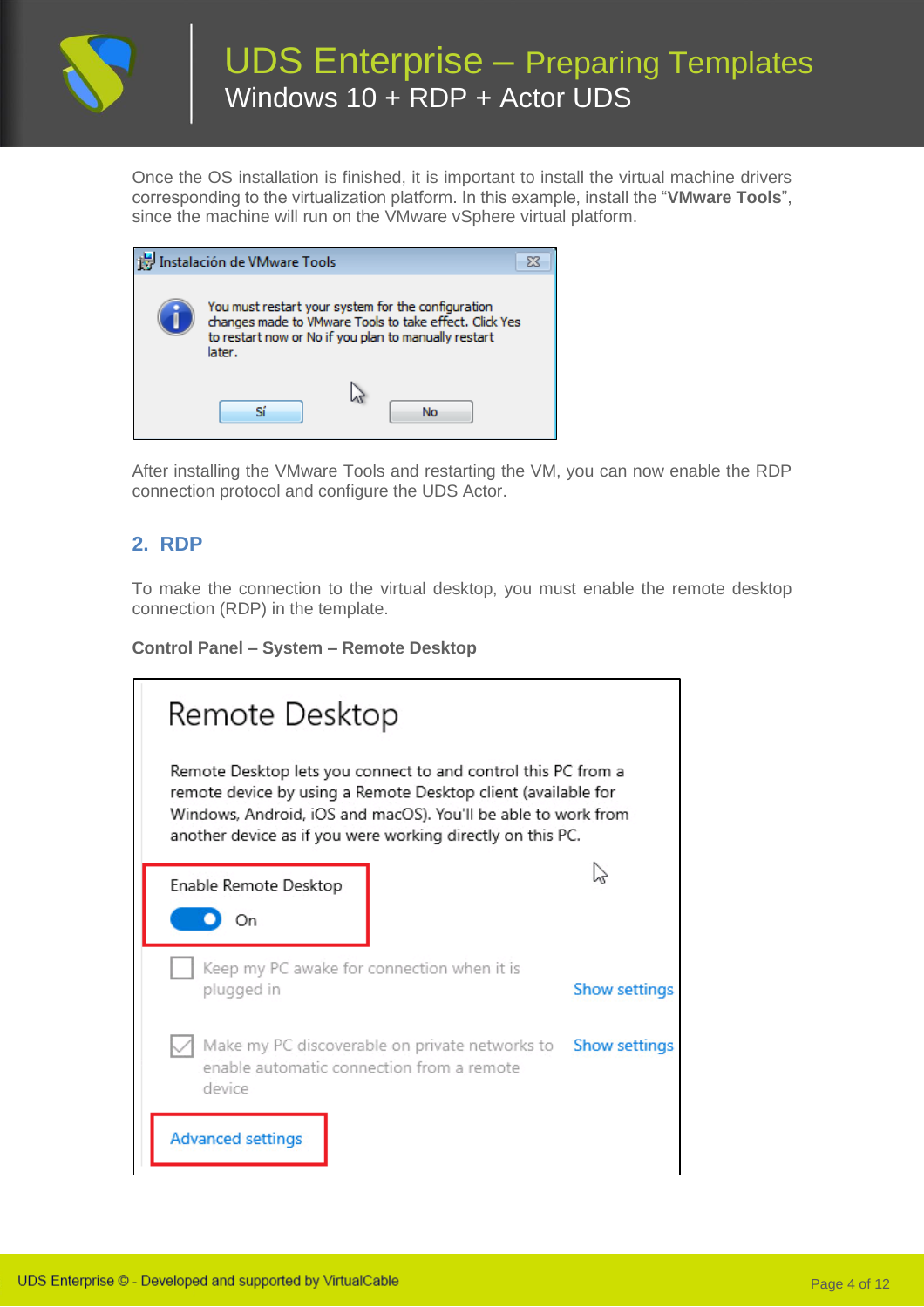Once the OS installation is finished, it is important to install the virtual machine drivers corresponding to the virtualization platform. In this example, install the "**VMware Tools**", since the machine will run on the VMware vSphere virtual platform.

After installing the VMware Tools and restarting the VM, you can now enable the RDP connection protocol and configure the UDS Actor.

## 2. RDP

To make the connection to the virtual desktop, you must enable the remote desktop connection (RDP) in the template.

**Control Panel – System – Remote Desktop**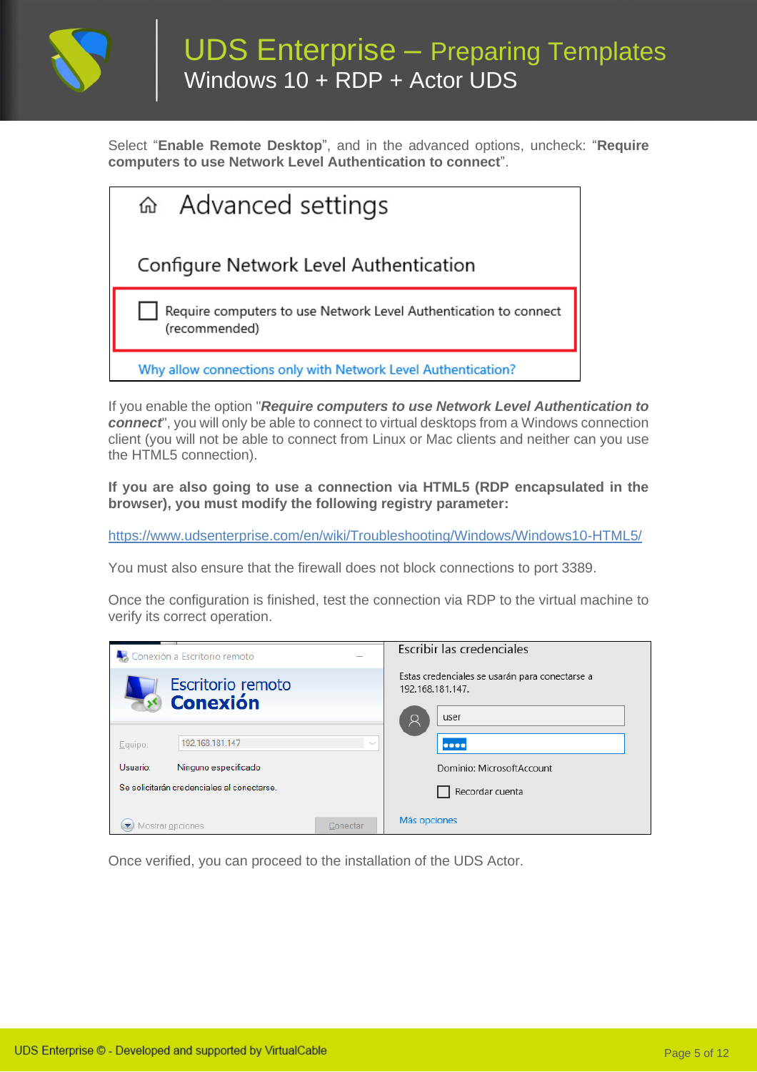Select "**Enable Remote Desktop**", and in the advanced options, uncheck: "**Require computers to use Network Level Authentication to connect**".

If you enable the option "***Require computers to use Network Level Authentication to connect***", you will only be able to connect to virtual desktops from a Windows connection client (you will not be able to connect from Linux or Mac clients and neither can you use the HTML5 connection).

**If you are also going to use a connection via HTML5 (RDP encapsulated in the browser), you must modify the following registry parameter:**

https://www.udsenterprise.com/en/wiki/Troubleshooting/Windows/Windows10-HTML5/

You must also ensure that the firewall does not block connections to port 3389.

Once the configuration is finished, test the connection via RDP to the virtual machine to verify its correct operation.

Once verified, you can proceed to the installation of the UDS Actor.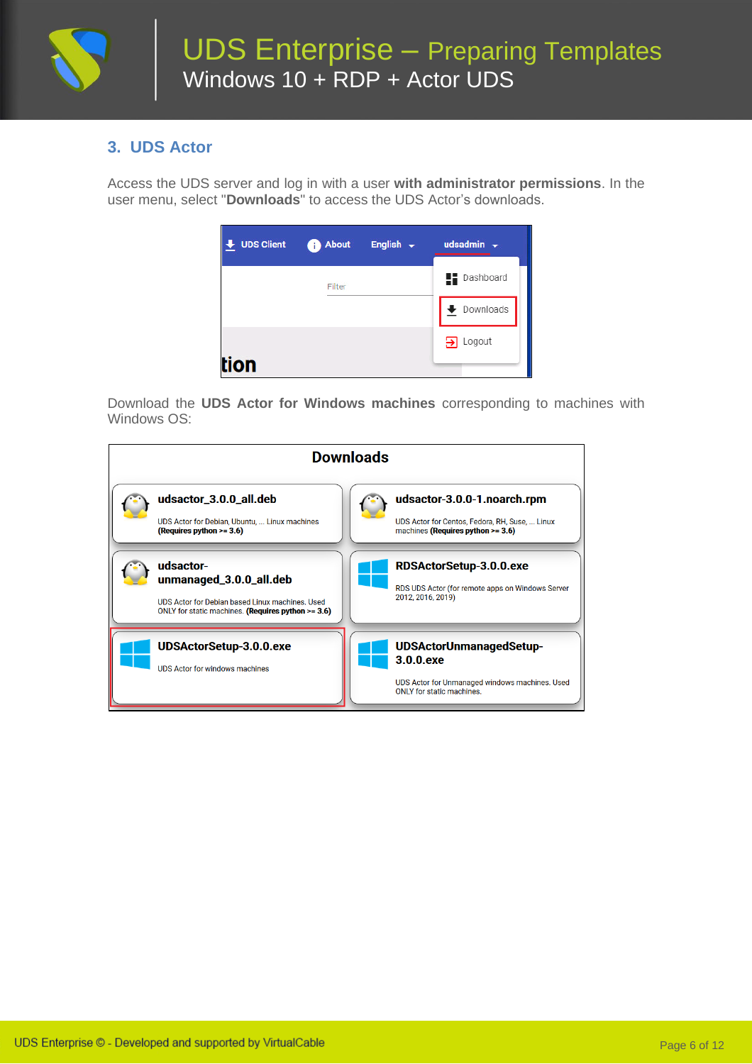## 3. UDS Actor

Access the UDS server and log in with a user **with administrator permissions**. In the user menu, select "**Downloads**" to access the UDS Actor's downloads.

Download the **UDS Actor for Windows machines** corresponding to machines with Windows OS: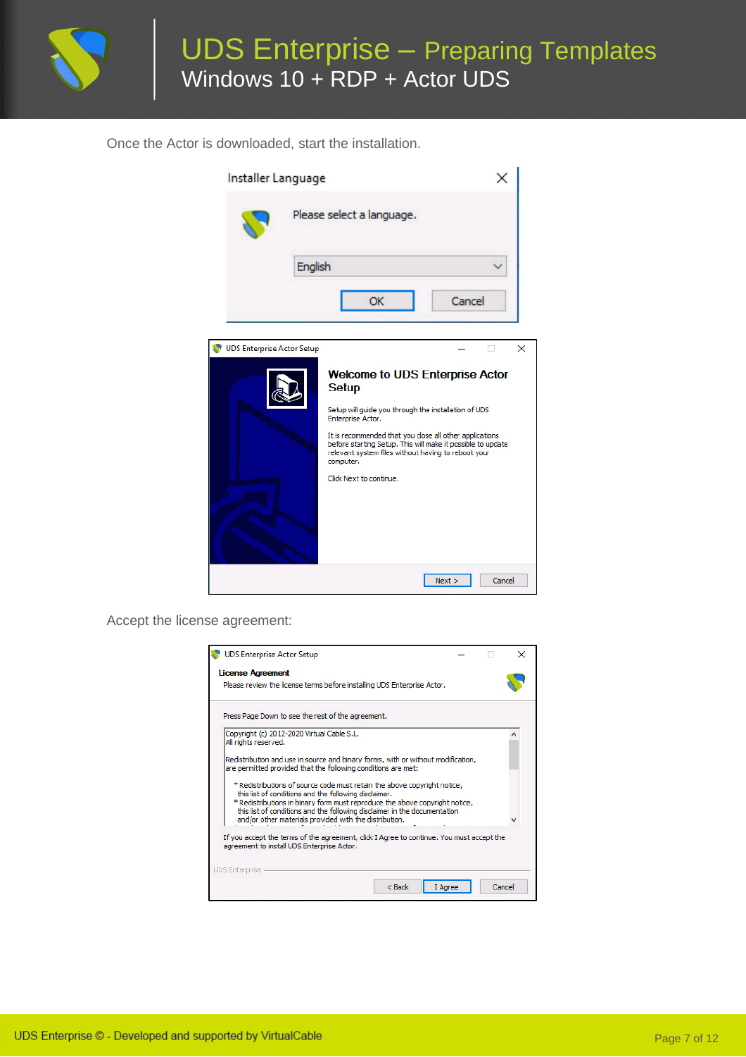Once the Actor is downloaded, start the installation.

Accept the license agreement: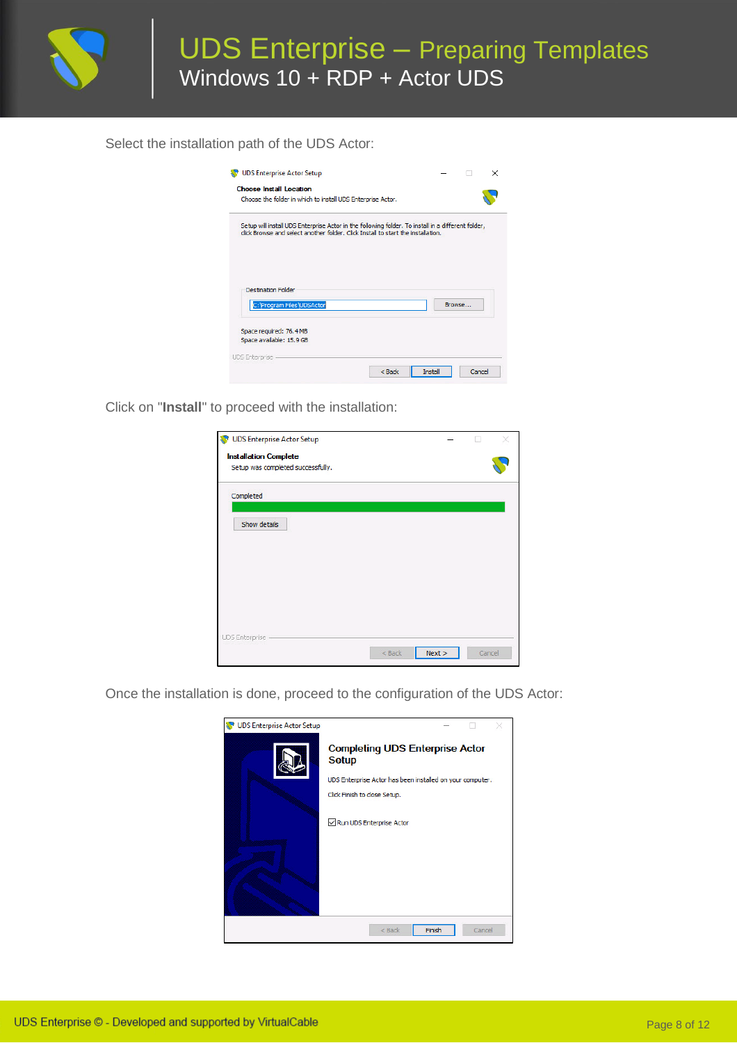Select the installation path of the UDS Actor:

Click on "**Install**" to proceed with the installation:

Once the installation is done, proceed to the configuration of the UDS Actor: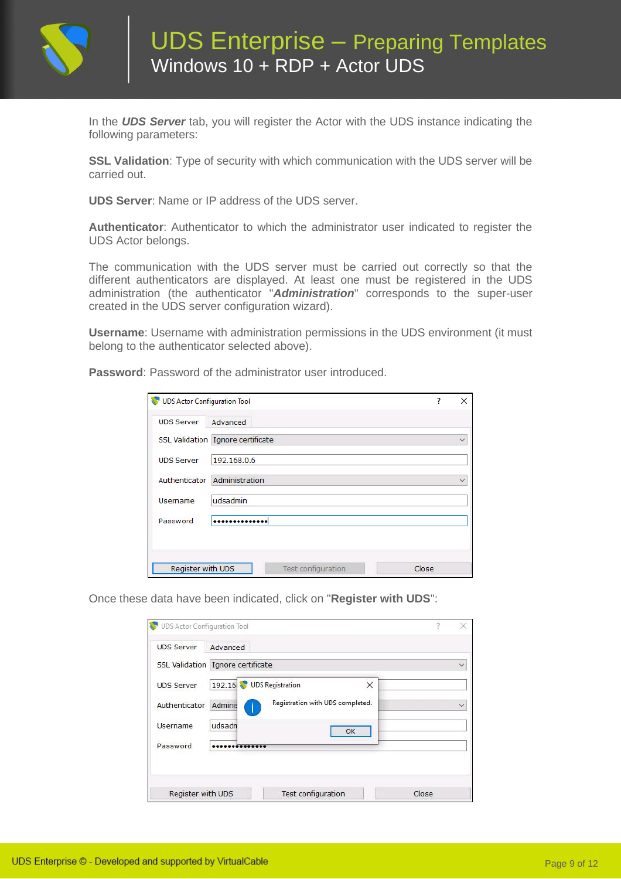In the ***UDS Server*** tab, you will register the Actor with the UDS instance indicating the following parameters:

**SSL Validation**: Type of security with which communication with the UDS server will be carried out.

**UDS Server**: Name or IP address of the UDS server.

**Authenticator**: Authenticator to which the administrator user indicated to register the UDS Actor belongs.

The communication with the UDS server must be carried out correctly so that the different authenticators are displayed. At least one must be registered in the UDS administration (the authenticator "***Administration***" corresponds to the super-user created in the UDS server configuration wizard).

**Username**: Username with administration permissions in the UDS environment (it must belong to the authenticator selected above).

**Password**: Password of the administrator user introduced.

Once these data have been indicated, click on "**Register with UDS**":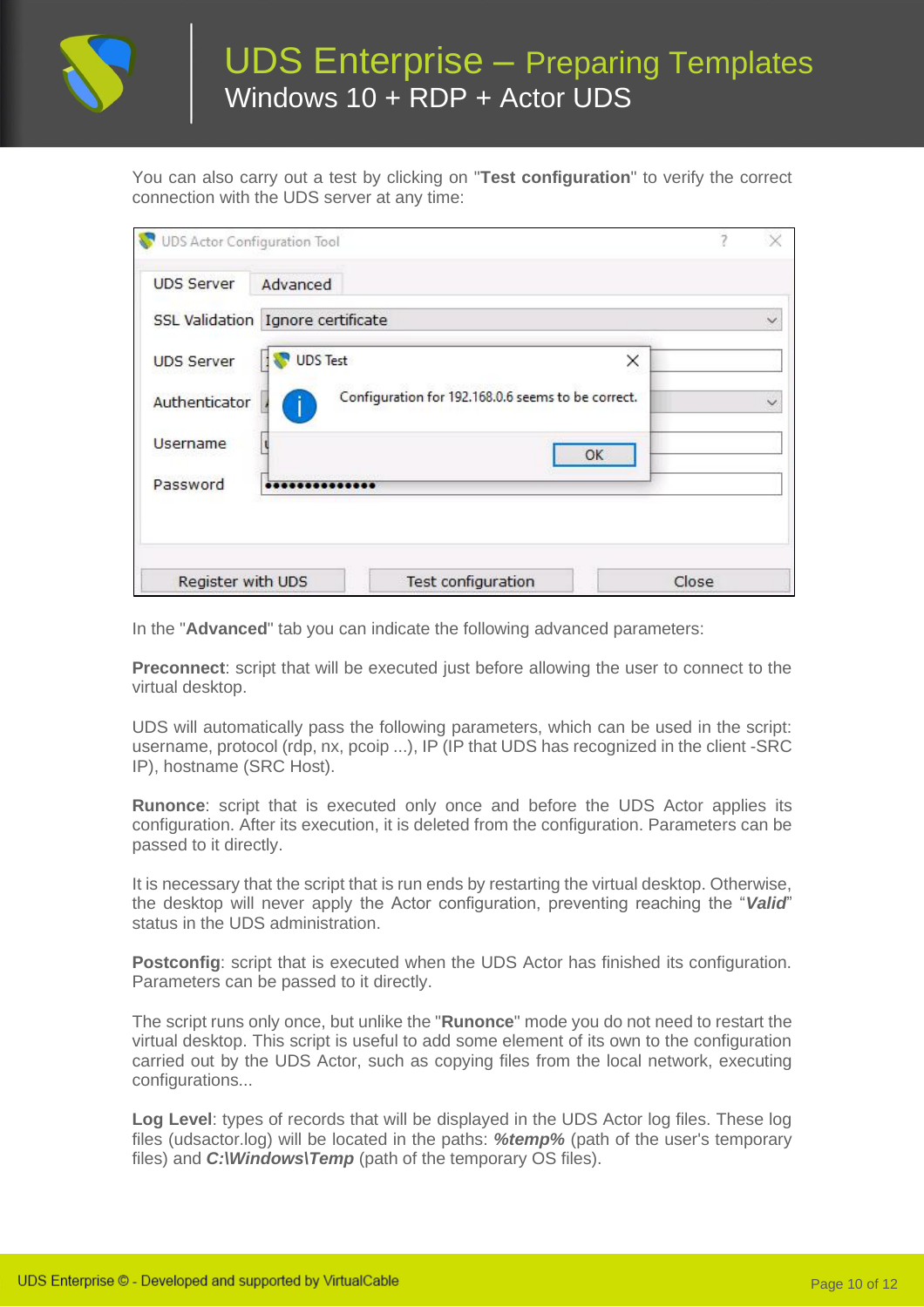You can also carry out a test by clicking on "**Test configuration**" to verify the correct connection with the UDS server at any time:

In the "**Advanced**" tab you can indicate the following advanced parameters:

**Preconnect**: script that will be executed just before allowing the user to connect to the virtual desktop.

UDS will automatically pass the following parameters, which can be used in the script: username, protocol (rdp, nx, pcoip ...), IP (IP that UDS has recognized in the client -SRC IP), hostname (SRC Host).

**Runonce**: script that is executed only once and before the UDS Actor applies its configuration. After its execution, it is deleted from the configuration. Parameters can be passed to it directly.

It is necessary that the script that is run ends by restarting the virtual desktop. Otherwise, the desktop will never apply the Actor configuration, preventing reaching the "***Valid***" status in the UDS administration.

**Postconfig**: script that is executed when the UDS Actor has finished its configuration. Parameters can be passed to it directly.

The script runs only once, but unlike the "**Runonce**" mode you do not need to restart the virtual desktop. This script is useful to add some element of its own to the configuration carried out by the UDS Actor, such as copying files from the local network, executing configurations...

**Log Level**: types of records that will be displayed in the UDS Actor log files. These log files (udsactor.log) will be located in the paths: ***%temp%*** (path of the user's temporary files) and ***C:\Windows\Temp*** (path of the temporary OS files).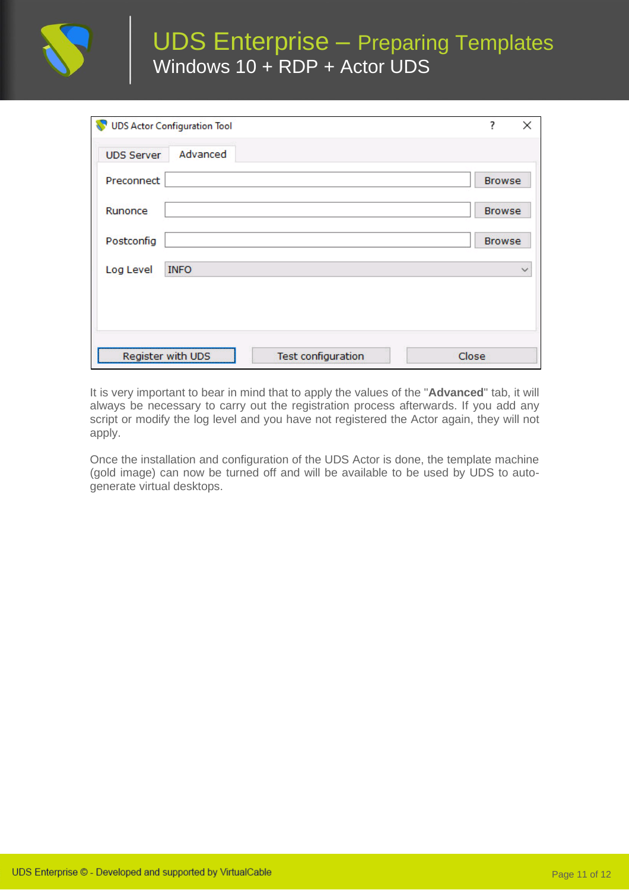It is very important to bear in mind that to apply the values of the "**Advanced**" tab, it will always be necessary to carry out the registration process afterwards. If you add any script or modify the log level and you have not registered the Actor again, they will not apply.

Once the installation and configuration of the UDS Actor is done, the template machine (gold image) can now be turned off and will be available to be used by UDS to auto-generate virtual desktops.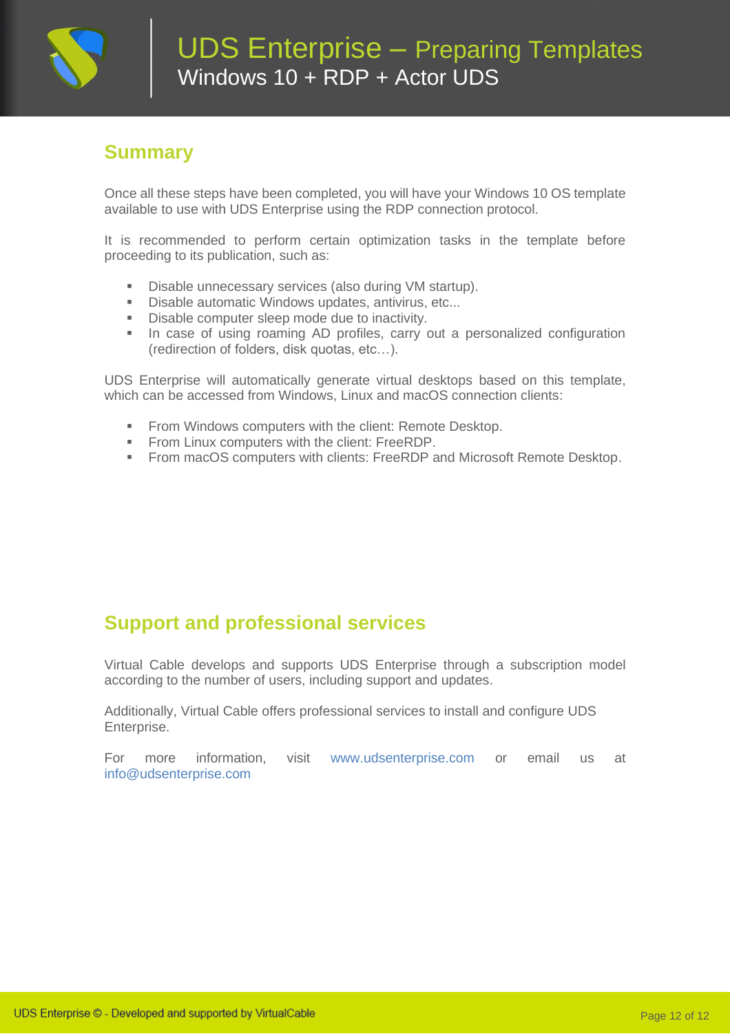## Summary

Once all these steps have been completed, you will have your Windows 10 OS template available to use with UDS Enterprise using the RDP connection protocol.

It is recommended to perform certain optimization tasks in the template before proceeding to its publication, such as:

- Disable unnecessary services (also during VM startup).
- Disable automatic Windows updates, antivirus, etc...
- Disable computer sleep mode due to inactivity.
- In case of using roaming AD profiles, carry out a personalized configuration (redirection of folders, disk quotas, etc…).

UDS Enterprise will automatically generate virtual desktops based on this template, which can be accessed from Windows, Linux and macOS connection clients:

- From Windows computers with the client: Remote Desktop.
- From Linux computers with the client: FreeRDP.
- From macOS computers with clients: FreeRDP and Microsoft Remote Desktop.

## Support and professional services

Virtual Cable develops and supports UDS Enterprise through a subscription model according to the number of users, including support and updates.

Additionally, Virtual Cable offers professional services to install and configure UDS Enterprise.

For more information, visit www.udsenterprise.com or email us at info@udsenterprise.com